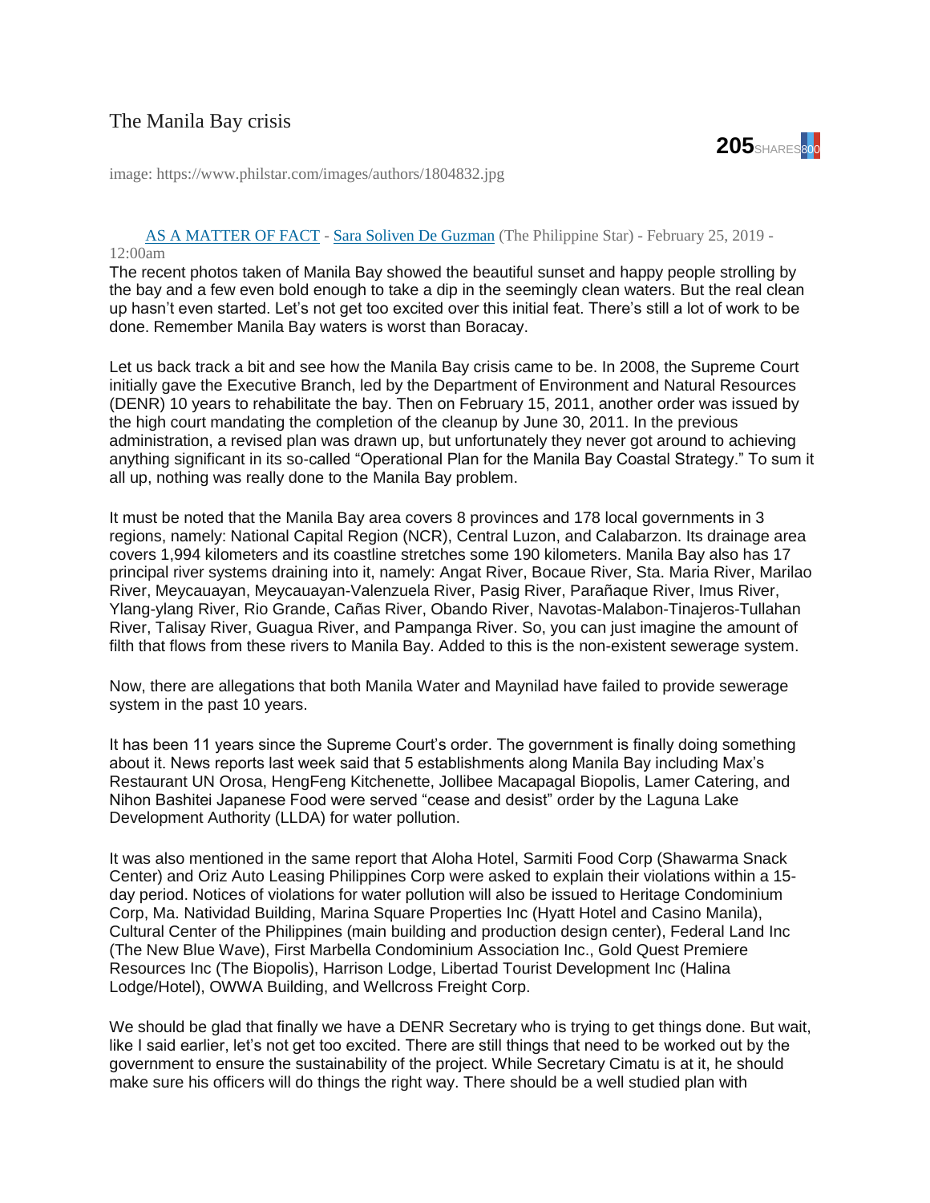# The Manila Bay crisis

**205** SHARES 800

image: https://www.philstar.com/images/authors/1804832.jpg

AS A MATTER OF FACT - Sara Soliven De Guzman (The Philippine Star) - February 25, 2019 - 12:00am

The recent photos taken of Manila Bay showed the beautiful sunset and happy people strolling by the bay and a few even bold enough to take a dip in the seemingly clean waters. But the real clean up hasn't even started. Let's not get too excited over this initial feat. There's still a lot of work to be done. Remember Manila Bay waters is worst than Boracay.

Let us back track a bit and see how the Manila Bay crisis came to be. In 2008, the Supreme Court initially gave the Executive Branch, led by the Department of Environment and Natural Resources (DENR) 10 years to rehabilitate the bay. Then on February 15, 2011, another order was issued by the high court mandating the completion of the cleanup by June 30, 2011. In the previous administration, a revised plan was drawn up, but unfortunately they never got around to achieving anything significant in its so-called "Operational Plan for the Manila Bay Coastal Strategy." To sum it all up, nothing was really done to the Manila Bay problem.

It must be noted that the Manila Bay area covers 8 provinces and 178 local governments in 3 regions, namely: National Capital Region (NCR), Central Luzon, and Calabarzon. Its drainage area covers 1,994 kilometers and its coastline stretches some 190 kilometers. Manila Bay also has 17 principal river systems draining into it, namely: Angat River, Bocaue River, Sta. Maria River, Marilao River, Meycauayan, Meycauayan-Valenzuela River, Pasig River, Parañaque River, Imus River, Ylang-ylang River, Rio Grande, Cañas River, Obando River, Navotas-Malabon-Tinajeros-Tullahan River, Talisay River, Guagua River, and Pampanga River. So, you can just imagine the amount of filth that flows from these rivers to Manila Bay. Added to this is the non-existent sewerage system.

Now, there are allegations that both Manila Water and Maynilad have failed to provide sewerage system in the past 10 years.

It has been 11 years since the Supreme Court's order. The government is finally doing something about it. News reports last week said that 5 establishments along Manila Bay including Max's Restaurant UN Orosa, HengFeng Kitchenette, Jollibee Macapagal Biopolis, Lamer Catering, and Nihon Bashitei Japanese Food were served "cease and desist" order by the Laguna Lake Development Authority (LLDA) for water pollution.

It was also mentioned in the same report that Aloha Hotel, Sarmiti Food Corp (Shawarma Snack Center) and Oriz Auto Leasing Philippines Corp were asked to explain their violations within a 15-day period. Notices of violations for water pollution will also be issued to Heritage Condominium Corp, Ma. Natividad Building, Marina Square Properties Inc (Hyatt Hotel and Casino Manila), Cultural Center of the Philippines (main building and production design center), Federal Land Inc (The New Blue Wave), First Marbella Condominium Association Inc., Gold Quest Premiere Resources Inc (The Biopolis), Harrison Lodge, Libertad Tourist Development Inc (Halina Lodge/Hotel), OWWA Building, and Wellcross Freight Corp.

We should be glad that finally we have a DENR Secretary who is trying to get things done. But wait, like I said earlier, let's not get too excited. There are still things that need to be worked out by the government to ensure the sustainability of the project. While Secretary Cimatu is at it, he should make sure his officers will do things the right way. There should be a well studied plan with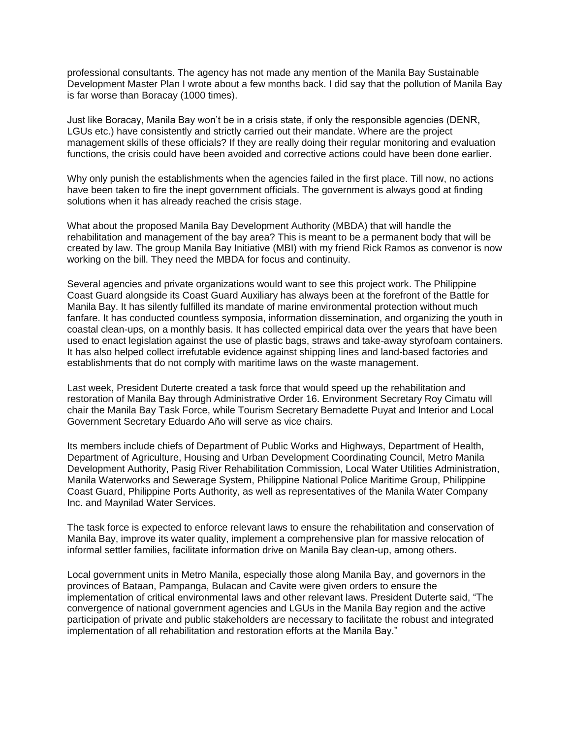professional consultants. The agency has not made any mention of the Manila Bay Sustainable Development Master Plan I wrote about a few months back. I did say that the pollution of Manila Bay is far worse than Boracay (1000 times).

Just like Boracay, Manila Bay won't be in a crisis state, if only the responsible agencies (DENR, LGUs etc.) have consistently and strictly carried out their mandate. Where are the project management skills of these officials? If they are really doing their regular monitoring and evaluation functions, the crisis could have been avoided and corrective actions could have been done earlier.

Why only punish the establishments when the agencies failed in the first place. Till now, no actions have been taken to fire the inept government officials. The government is always good at finding solutions when it has already reached the crisis stage.

What about the proposed Manila Bay Development Authority (MBDA) that will handle the rehabilitation and management of the bay area? This is meant to be a permanent body that will be created by law. The group Manila Bay Initiative (MBI) with my friend Rick Ramos as convenor is now working on the bill. They need the MBDA for focus and continuity.

Several agencies and private organizations would want to see this project work. The Philippine Coast Guard alongside its Coast Guard Auxiliary has always been at the forefront of the Battle for Manila Bay. It has silently fulfilled its mandate of marine environmental protection without much fanfare. It has conducted countless symposia, information dissemination, and organizing the youth in coastal clean-ups, on a monthly basis. It has collected empirical data over the years that have been used to enact legislation against the use of plastic bags, straws and take-away styrofoam containers. It has also helped collect irrefutable evidence against shipping lines and land-based factories and establishments that do not comply with maritime laws on the waste management.

Last week, President Duterte created a task force that would speed up the rehabilitation and restoration of Manila Bay through Administrative Order 16. Environment Secretary Roy Cimatu will chair the Manila Bay Task Force, while Tourism Secretary Bernadette Puyat and Interior and Local Government Secretary Eduardo Año will serve as vice chairs.

Its members include chiefs of Department of Public Works and Highways, Department of Health, Department of Agriculture, Housing and Urban Development Coordinating Council, Metro Manila Development Authority, Pasig River Rehabilitation Commission, Local Water Utilities Administration, Manila Waterworks and Sewerage System, Philippine National Police Maritime Group, Philippine Coast Guard, Philippine Ports Authority, as well as representatives of the Manila Water Company Inc. and Maynilad Water Services.

The task force is expected to enforce relevant laws to ensure the rehabilitation and conservation of Manila Bay, improve its water quality, implement a comprehensive plan for massive relocation of informal settler families, facilitate information drive on Manila Bay clean-up, among others.

Local government units in Metro Manila, especially those along Manila Bay, and governors in the provinces of Bataan, Pampanga, Bulacan and Cavite were given orders to ensure the implementation of critical environmental laws and other relevant laws. President Duterte said, "The convergence of national government agencies and LGUs in the Manila Bay region and the active participation of private and public stakeholders are necessary to facilitate the robust and integrated implementation of all rehabilitation and restoration efforts at the Manila Bay."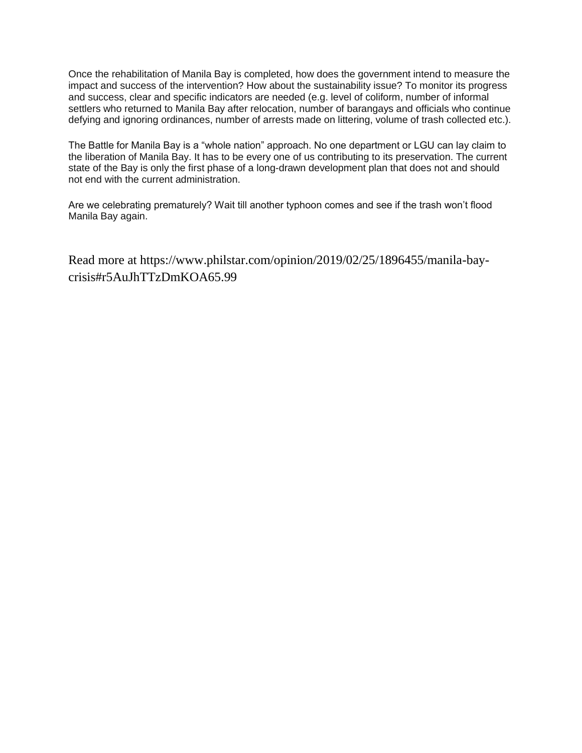Once the rehabilitation of Manila Bay is completed, how does the government intend to measure the impact and success of the intervention? How about the sustainability issue? To monitor its progress and success, clear and specific indicators are needed (e.g. level of coliform, number of informal settlers who returned to Manila Bay after relocation, number of barangays and officials who continue defying and ignoring ordinances, number of arrests made on littering, volume of trash collected etc.).

The Battle for Manila Bay is a "whole nation" approach. No one department or LGU can lay claim to the liberation of Manila Bay. It has to be every one of us contributing to its preservation. The current state of the Bay is only the first phase of a long-drawn development plan that does not and should not end with the current administration.

Are we celebrating prematurely? Wait till another typhoon comes and see if the trash won't flood Manila Bay again.

Read more at https://www.philstar.com/opinion/2019/02/25/1896455/manila-bay-crisis#r5AuJhTTzDmKOA65.99